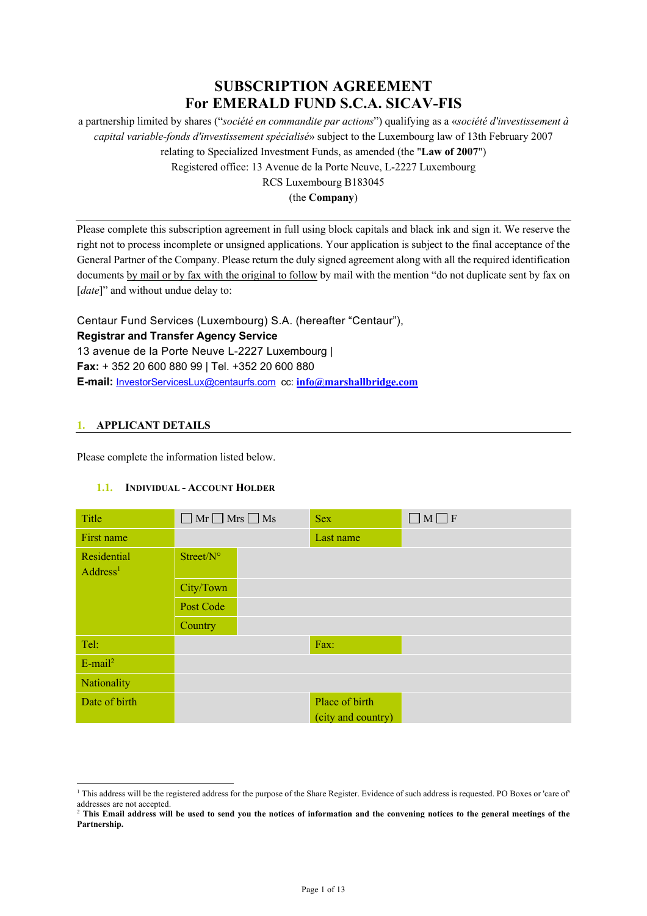# SUBSCRIPTION AGREEMENT
# For EMERALD FUND S.C.A. SICAV-FIS

a partnership limited by shares ("*société en commandite par actions*") qualifying as a «*société d'investissement à capital variable-fonds d'investissement spécialisé*» subject to the Luxembourg law of 13th February 2007 relating to Specialized Investment Funds, as amended (the "**Law of 2007**")
Registered office: 13 Avenue de la Porte Neuve, L-2227 Luxembourg
RCS Luxembourg B183045
(the **Company**)

---

Please complete this subscription agreement in full using block capitals and black ink and sign it. We reserve the right not to process incomplete or unsigned applications. Your application is subject to the final acceptance of the General Partner of the Company. Please return the duly signed agreement along with all the required identification documents by mail or by fax with the original to follow by mail with the mention "do not duplicate sent by fax on [*date*]" and without undue delay to:

Centaur Fund Services (Luxembourg) S.A. (hereafter "Centaur"),
**Registrar and Transfer Agency Service**
13 avenue de la Porte Neuve L-2227 Luxembourg |
**Fax:** + 352 20 600 880 99 | Tel. +352 20 600 880
**E-mail:** InvestorServicesLux@centaurfs.com cc: **info@marshallbridge.com**

## 1. APPLICANT DETAILS

Please complete the information listed below.

### 1.1. Individual - Account Holder

| Title | ☐ Mr ☐ Mrs ☐ Ms | | Sex | ☐ M ☐ F |
|---|---|---|---|---|
| First name | | | Last name | |
| Residential Address[1] | Street/N° | | | |
| | City/Town | | | |
| | Post Code | | | |
| | Country | | | |
| Tel: | | | Fax: | |
| E-mail[2] | | | | |
| Nationality | | | | |
| Date of birth | | | Place of birth (city and country) | |

---

[1] This address will be the registered address for the purpose of the Share Register. Evidence of such address is requested. PO Boxes or 'care of' addresses are not accepted.

[2] **This Email address will be used to send you the notices of information and the convening notices to the general meetings of the Partnership.**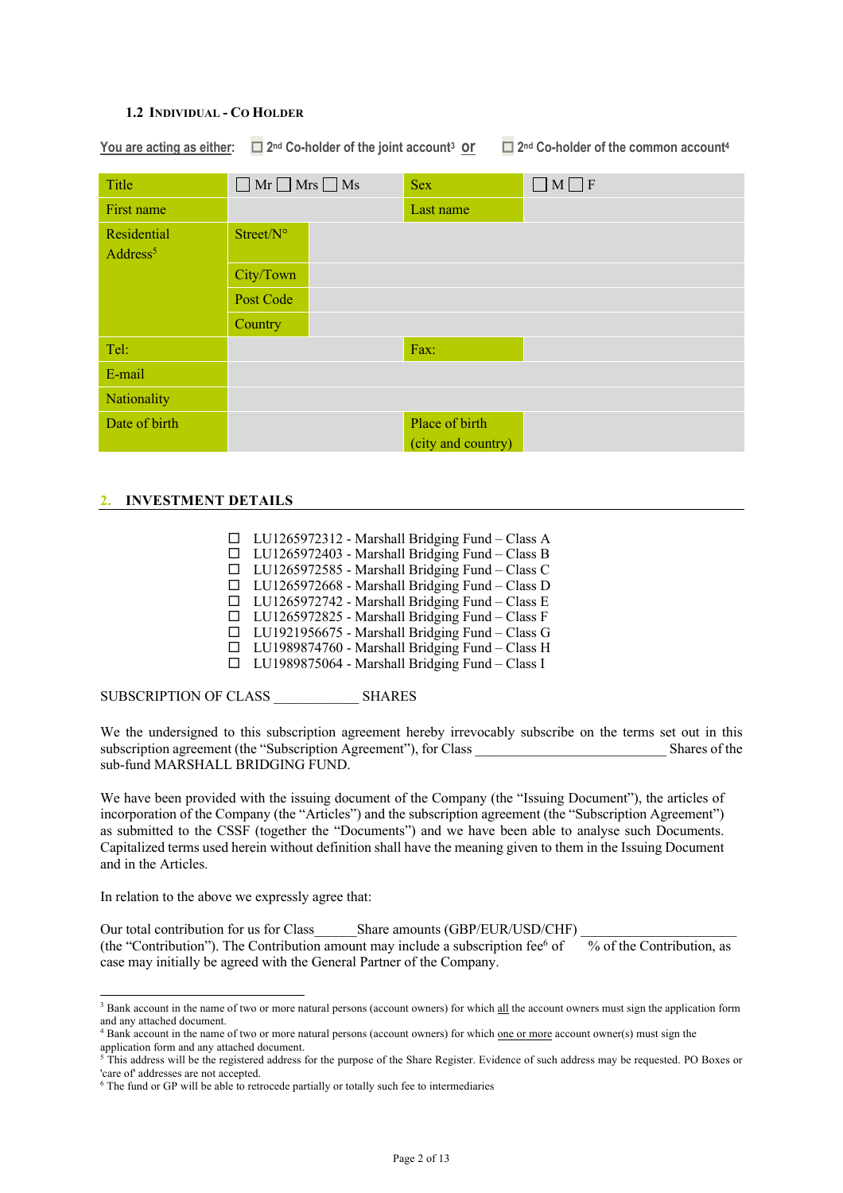### 1.2 Individual - Co Holder

You are acting as either: ☐ 2nd Co-holder of the joint account[3] **or** ☐ 2nd Co-holder of the common account[4]

| Title | ☐ Mr ☐ Mrs ☐ Ms | | Sex | ☐ M ☐ F |
|---|---|---|---|---|
| First name | | | Last name | |
| Residential Address[5] | Street/N° | | | |
| | City/Town | | | |
| | Post Code | | | |
| | Country | | | |
| Tel: | | | Fax: | |
| E-mail | | | | |
| Nationality | | | | |
| Date of birth | | | Place of birth (city and country) | |

## 2. INVESTMENT DETAILS

- ☐ LU1265972312 - Marshall Bridging Fund – Class A
- ☐ LU1265972403 - Marshall Bridging Fund – Class B
- ☐ LU1265972585 - Marshall Bridging Fund – Class C
- ☐ LU1265972668 - Marshall Bridging Fund – Class D
- ☐ LU1265972742 - Marshall Bridging Fund – Class E
- ☐ LU1265972825 - Marshall Bridging Fund – Class F
- ☐ LU1921956675 - Marshall Bridging Fund – Class G
- ☐ LU1989874760 - Marshall Bridging Fund – Class H
- ☐ LU1989875064 - Marshall Bridging Fund – Class I

SUBSCRIPTION OF CLASS ____________ SHARES

We the undersigned to this subscription agreement hereby irrevocably subscribe on the terms set out in this subscription agreement (the "Subscription Agreement"), for Class ___________________________ Shares of the sub-fund MARSHALL BRIDGING FUND.

We have been provided with the issuing document of the Company (the "Issuing Document"), the articles of incorporation of the Company (the "Articles") and the subscription agreement (the "Subscription Agreement") as submitted to the CSSF (together the "Documents") and we have been able to analyse such Documents. Capitalized terms used herein without definition shall have the meaning given to them in the Issuing Document and in the Articles.

In relation to the above we expressly agree that:

Our total contribution for us for Class______Share amounts (GBP/EUR/USD/CHF) ______________________ (the "Contribution"). The Contribution amount may include a subscription fee[6] of % of the Contribution, as case may initially be agreed with the General Partner of the Company.

---

[3] Bank account in the name of two or more natural persons (account owners) for which all the account owners must sign the application form and any attached document.

[4] Bank account in the name of two or more natural persons (account owners) for which one or more account owner(s) must sign the application form and any attached document.

[5] This address will be the registered address for the purpose of the Share Register. Evidence of such address may be requested. PO Boxes or 'care of' addresses are not accepted.

[6] The fund or GP will be able to retrocede partially or totally such fee to intermediaries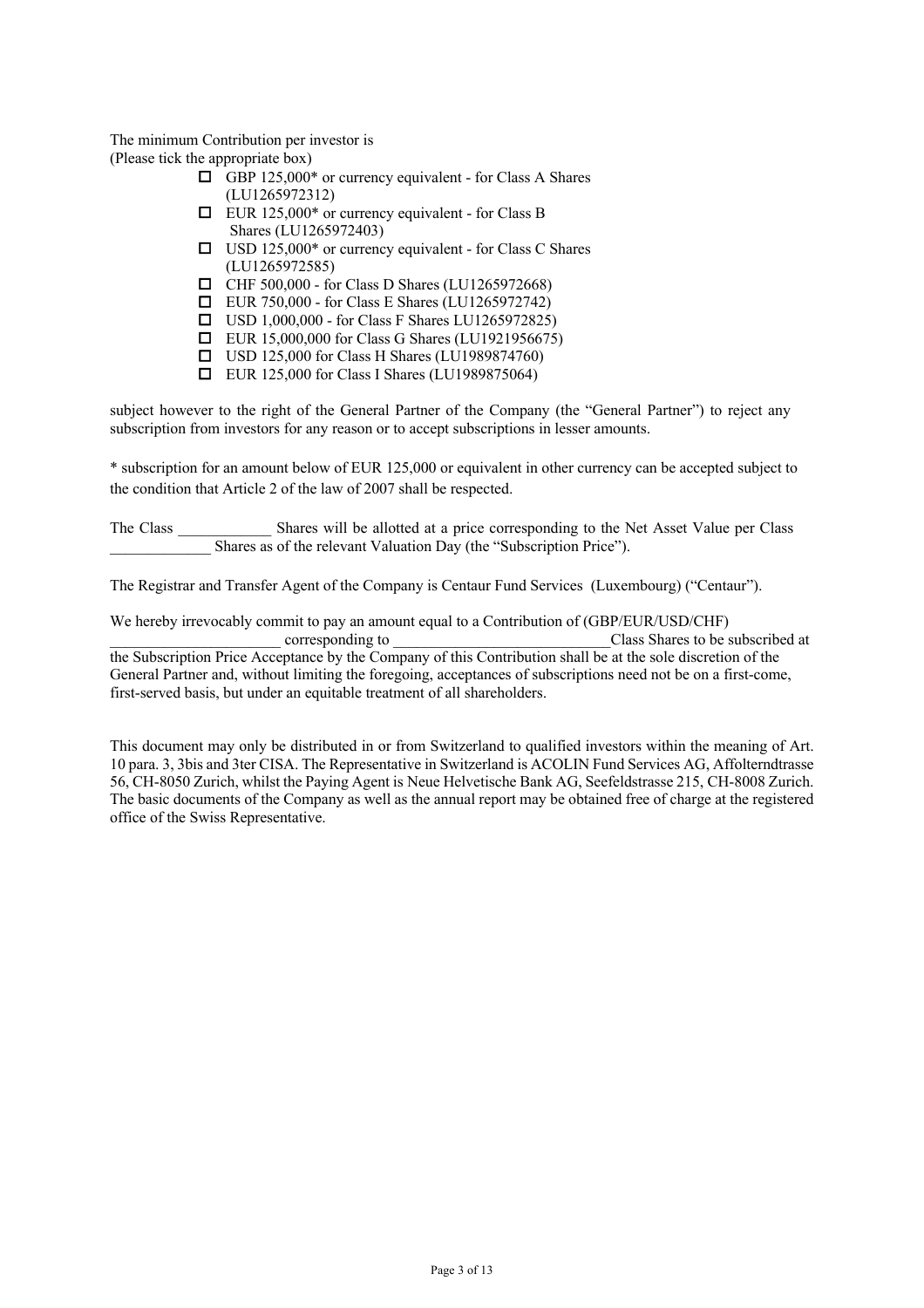The minimum Contribution per investor is
(Please tick the appropriate box)

- ☐ GBP 125,000* or currency equivalent - for Class A Shares (LU1265972312)
- ☐ EUR 125,000* or currency equivalent - for Class B Shares (LU1265972403)
- ☐ USD 125,000* or currency equivalent - for Class C Shares (LU1265972585)
- ☐ CHF 500,000 - for Class D Shares (LU1265972668)
- ☐ EUR 750,000 - for Class E Shares (LU1265972742)
- ☐ USD 1,000,000 - for Class F Shares LU1265972825)
- ☐ EUR 15,000,000 for Class G Shares (LU1921956675)
- ☐ USD 125,000 for Class H Shares (LU1989874760)
- ☐ EUR 125,000 for Class I Shares (LU1989875064)

subject however to the right of the General Partner of the Company (the "General Partner") to reject any subscription from investors for any reason or to accept subscriptions in lesser amounts.

* subscription for an amount below of EUR 125,000 or equivalent in other currency can be accepted subject to the condition that Article 2 of the law of 2007 shall be respected.

The Class ____________ Shares will be allotted at a price corresponding to the Net Asset Value per Class _____________ Shares as of the relevant Valuation Day (the "Subscription Price").

The Registrar and Transfer Agent of the Company is Centaur Fund Services (Luxembourg) ("Centaur").

We hereby irrevocably commit to pay an amount equal to a Contribution of (GBP/EUR/USD/CHF) ______________________ corresponding to ____________________________Class Shares to be subscribed at the Subscription Price Acceptance by the Company of this Contribution shall be at the sole discretion of the General Partner and, without limiting the foregoing, acceptances of subscriptions need not be on a first-come, first-served basis, but under an equitable treatment of all shareholders.

This document may only be distributed in or from Switzerland to qualified investors within the meaning of Art. 10 para. 3, 3bis and 3ter CISA. The Representative in Switzerland is ACOLIN Fund Services AG, Affolterndtrasse 56, CH-8050 Zurich, whilst the Paying Agent is Neue Helvetische Bank AG, Seefeldstrasse 215, CH-8008 Zurich. The basic documents of the Company as well as the annual report may be obtained free of charge at the registered office of the Swiss Representative.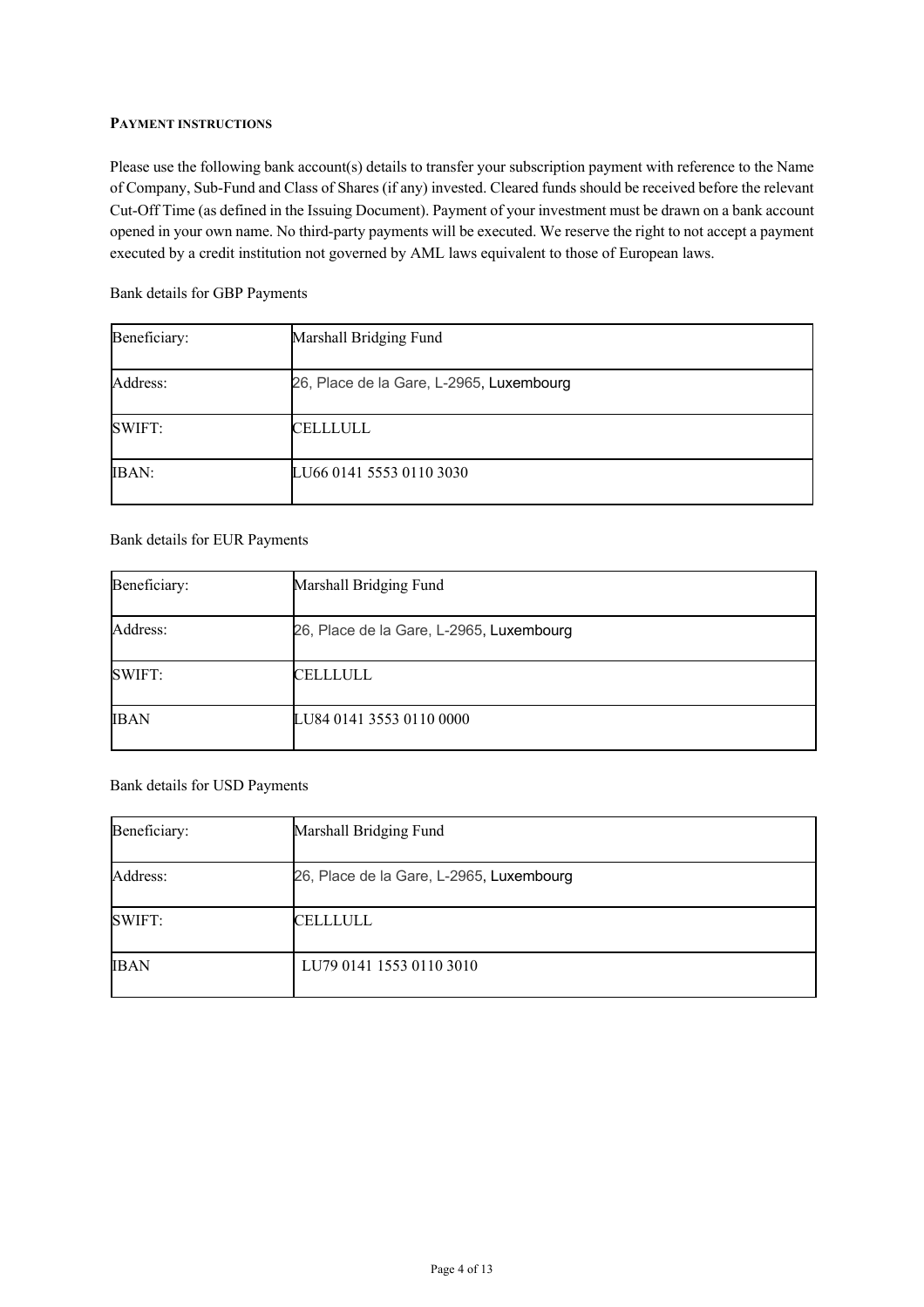**PAYMENT INSTRUCTIONS**

Please use the following bank account(s) details to transfer your subscription payment with reference to the Name of Company, Sub-Fund and Class of Shares (if any) invested. Cleared funds should be received before the relevant Cut-Off Time (as defined in the Issuing Document). Payment of your investment must be drawn on a bank account opened in your own name. No third-party payments will be executed. We reserve the right to not accept a payment executed by a credit institution not governed by AML laws equivalent to those of European laws.

Bank details for GBP Payments

| Beneficiary: | Marshall Bridging Fund |
|---|---|
| Address: | 26, Place de la Gare, L-2965, Luxembourg |
| SWIFT: | CELLLULL |
| IBAN: | LU66 0141 5553 0110 3030 |

Bank details for EUR Payments

| Beneficiary: | Marshall Bridging Fund |
|---|---|
| Address: | 26, Place de la Gare, L-2965, Luxembourg |
| SWIFT: | CELLLULL |
| IBAN | LU84 0141 3553 0110 0000 |

Bank details for USD Payments

| Beneficiary: | Marshall Bridging Fund |
|---|---|
| Address: | 26, Place de la Gare, L-2965, Luxembourg |
| SWIFT: | CELLLULL |
| IBAN | LU79 0141 1553 0110 3010 |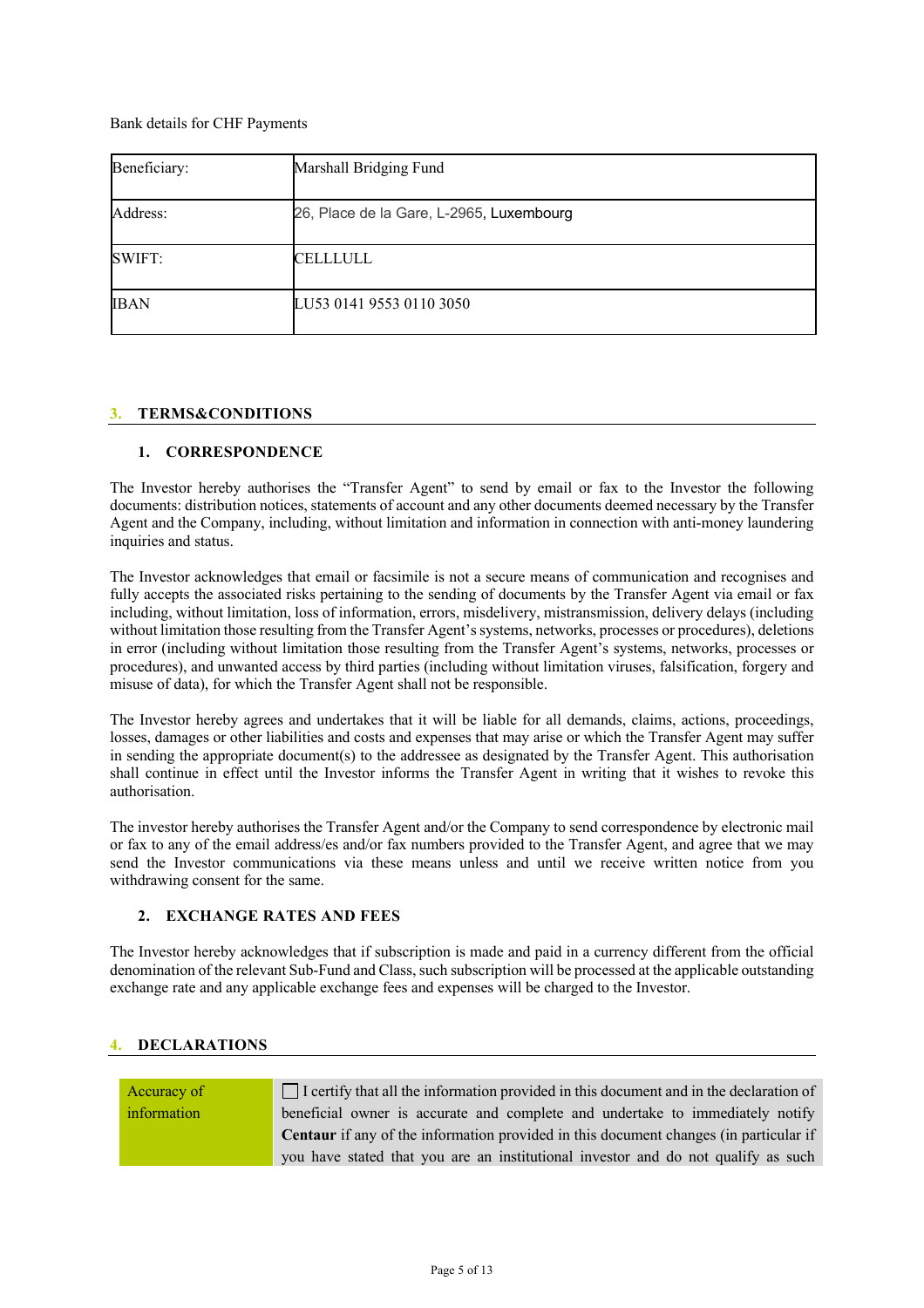Bank details for CHF Payments

| Beneficiary: | Marshall Bridging Fund |
|---|---|
| Address: | 26, Place de la Gare, L-2965, Luxembourg |
| SWIFT: | CELLLULL |
| IBAN | LU53 0141 9553 0110 3050 |

## 3. TERMS&CONDITIONS

### 1. CORRESPONDENCE

The Investor hereby authorises the "Transfer Agent" to send by email or fax to the Investor the following documents: distribution notices, statements of account and any other documents deemed necessary by the Transfer Agent and the Company, including, without limitation and information in connection with anti-money laundering inquiries and status.

The Investor acknowledges that email or facsimile is not a secure means of communication and recognises and fully accepts the associated risks pertaining to the sending of documents by the Transfer Agent via email or fax including, without limitation, loss of information, errors, misdelivery, mistransmission, delivery delays (including without limitation those resulting from the Transfer Agent's systems, networks, processes or procedures), deletions in error (including without limitation those resulting from the Transfer Agent's systems, networks, processes or procedures), and unwanted access by third parties (including without limitation viruses, falsification, forgery and misuse of data), for which the Transfer Agent shall not be responsible.

The Investor hereby agrees and undertakes that it will be liable for all demands, claims, actions, proceedings, losses, damages or other liabilities and costs and expenses that may arise or which the Transfer Agent may suffer in sending the appropriate document(s) to the addressee as designated by the Transfer Agent. This authorisation shall continue in effect until the Investor informs the Transfer Agent in writing that it wishes to revoke this authorisation.

The investor hereby authorises the Transfer Agent and/or the Company to send correspondence by electronic mail or fax to any of the email address/es and/or fax numbers provided to the Transfer Agent, and agree that we may send the Investor communications via these means unless and until we receive written notice from you withdrawing consent for the same.

### 2. EXCHANGE RATES AND FEES

The Investor hereby acknowledges that if subscription is made and paid in a currency different from the official denomination of the relevant Sub-Fund and Class, such subscription will be processed at the applicable outstanding exchange rate and any applicable exchange fees and expenses will be charged to the Investor.

## 4. DECLARATIONS

| Accuracy of information | ☐ I certify that all the information provided in this document and in the declaration of beneficial owner is accurate and complete and undertake to immediately notify **Centaur** if any of the information provided in this document changes (in particular if you have stated that you are an institutional investor and do not qualify as such |
|---|---|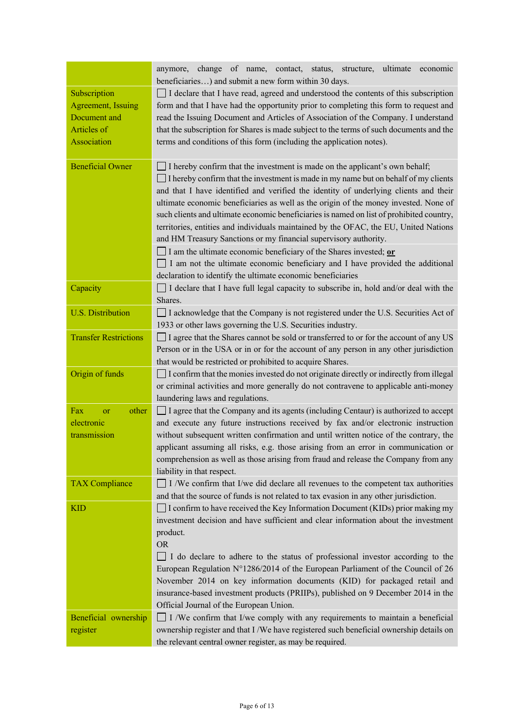| | |
|---|---|
| | anymore, change of name, contact, status, structure, ultimate economic beneficiaries…) and submit a new form within 30 days. |
| Subscription Agreement, Issuing Document and Articles of Association | ☐ I declare that I have read, agreed and understood the contents of this subscription form and that I have had the opportunity prior to completing this form to request and read the Issuing Document and Articles of Association of the Company. I understand that the subscription for Shares is made subject to the terms of such documents and the terms and conditions of this form (including the application notes). |
| Beneficial Owner | ☐ I hereby confirm that the investment is made on the applicant's own behalf;<br>☐ I hereby confirm that the investment is made in my name but on behalf of my clients and that I have identified and verified the identity of underlying clients and their ultimate economic beneficiaries as well as the origin of the money invested. None of such clients and ultimate economic beneficiaries is named on list of prohibited country, territories, entities and individuals maintained by the OFAC, the EU, United Nations and HM Treasury Sanctions or my financial supervisory authority. |
| | ☐ I am the ultimate economic beneficiary of the Shares invested; **<u>or</u>**<br>☐ I am not the ultimate economic beneficiary and I have provided the additional declaration to identify the ultimate economic beneficiaries |
| Capacity | ☐ I declare that I have full legal capacity to subscribe in, hold and/or deal with the Shares. |
| U.S. Distribution | ☐ I acknowledge that the Company is not registered under the U.S. Securities Act of 1933 or other laws governing the U.S. Securities industry. |
| Transfer Restrictions | ☐ I agree that the Shares cannot be sold or transferred to or for the account of any US Person or in the USA or in or for the account of any person in any other jurisdiction that would be restricted or prohibited to acquire Shares. |
| Origin of funds | ☐ I confirm that the monies invested do not originate directly or indirectly from illegal or criminal activities and more generally do not contravene to applicable anti-money laundering laws and regulations. |
| Fax or other electronic transmission | ☐ I agree that the Company and its agents (including Centaur) is authorized to accept and execute any future instructions received by fax and/or electronic instruction without subsequent written confirmation and until written notice of the contrary, the applicant assuming all risks, e.g. those arising from an error in communication or comprehension as well as those arising from fraud and release the Company from any liability in that respect. |
| TAX Compliance | ☐ I /We confirm that I/we did declare all revenues to the competent tax authorities and that the source of funds is not related to tax evasion in any other jurisdiction. |
| KID | ☐ I confirm to have received the Key Information Document (KIDs) prior making my investment decision and have sufficient and clear information about the investment product.<br>OR<br>☐ I do declare to adhere to the status of professional investor according to the European Regulation N°1286/2014 of the European Parliament of the Council of 26 November 2014 on key information documents (KID) for packaged retail and insurance-based investment products (PRIIPs), published on 9 December 2014 in the Official Journal of the European Union. |
| Beneficial ownership register | ☐ I /We confirm that I/we comply with any requirements to maintain a beneficial ownership register and that I /We have registered such beneficial ownership details on the relevant central owner register, as may be required. |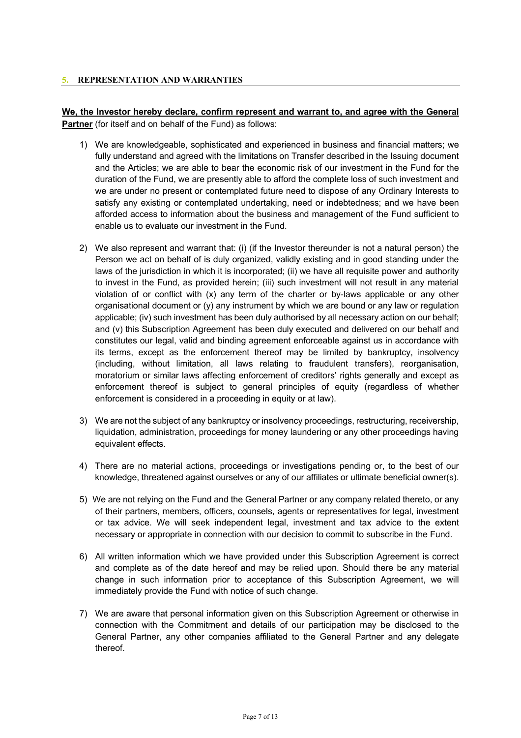## 5. REPRESENTATION AND WARRANTIES

**We, the Investor hereby declare, confirm represent and warrant to, and agree with the General Partner** (for itself and on behalf of the Fund) as follows:

1) We are knowledgeable, sophisticated and experienced in business and financial matters; we fully understand and agreed with the limitations on Transfer described in the Issuing document and the Articles; we are able to bear the economic risk of our investment in the Fund for the duration of the Fund, we are presently able to afford the complete loss of such investment and we are under no present or contemplated future need to dispose of any Ordinary Interests to satisfy any existing or contemplated undertaking, need or indebtedness; and we have been afforded access to information about the business and management of the Fund sufficient to enable us to evaluate our investment in the Fund.

2) We also represent and warrant that: (i) (if the Investor thereunder is not a natural person) the Person we act on behalf of is duly organized, validly existing and in good standing under the laws of the jurisdiction in which it is incorporated; (ii) we have all requisite power and authority to invest in the Fund, as provided herein; (iii) such investment will not result in any material violation of or conflict with (x) any term of the charter or by-laws applicable or any other organisational document or (y) any instrument by which we are bound or any law or regulation applicable; (iv) such investment has been duly authorised by all necessary action on our behalf; and (v) this Subscription Agreement has been duly executed and delivered on our behalf and constitutes our legal, valid and binding agreement enforceable against us in accordance with its terms, except as the enforcement thereof may be limited by bankruptcy, insolvency (including, without limitation, all laws relating to fraudulent transfers), reorganisation, moratorium or similar laws affecting enforcement of creditors' rights generally and except as enforcement thereof is subject to general principles of equity (regardless of whether enforcement is considered in a proceeding in equity or at law).

3) We are not the subject of any bankruptcy or insolvency proceedings, restructuring, receivership, liquidation, administration, proceedings for money laundering or any other proceedings having equivalent effects.

4) There are no material actions, proceedings or investigations pending or, to the best of our knowledge, threatened against ourselves or any of our affiliates or ultimate beneficial owner(s).

5) We are not relying on the Fund and the General Partner or any company related thereto, or any of their partners, members, officers, counsels, agents or representatives for legal, investment or tax advice. We will seek independent legal, investment and tax advice to the extent necessary or appropriate in connection with our decision to commit to subscribe in the Fund.

6) All written information which we have provided under this Subscription Agreement is correct and complete as of the date hereof and may be relied upon. Should there be any material change in such information prior to acceptance of this Subscription Agreement, we will immediately provide the Fund with notice of such change.

7) We are aware that personal information given on this Subscription Agreement or otherwise in connection with the Commitment and details of our participation may be disclosed to the General Partner, any other companies affiliated to the General Partner and any delegate thereof.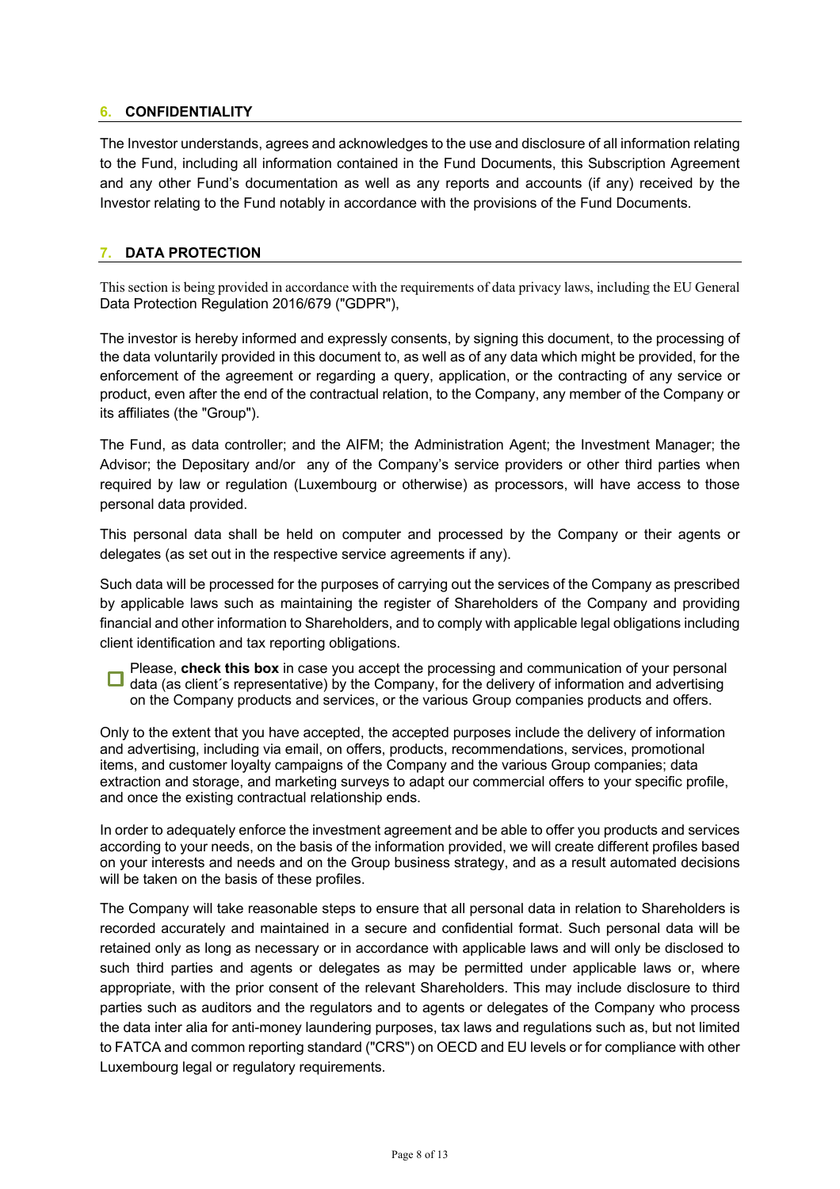## 6. CONFIDENTIALITY

The Investor understands, agrees and acknowledges to the use and disclosure of all information relating to the Fund, including all information contained in the Fund Documents, this Subscription Agreement and any other Fund's documentation as well as any reports and accounts (if any) received by the Investor relating to the Fund notably in accordance with the provisions of the Fund Documents.

## 7. DATA PROTECTION

This section is being provided in accordance with the requirements of data privacy laws, including the EU General Data Protection Regulation 2016/679 ("GDPR"),

The investor is hereby informed and expressly consents, by signing this document, to the processing of the data voluntarily provided in this document to, as well as of any data which might be provided, for the enforcement of the agreement or regarding a query, application, or the contracting of any service or product, even after the end of the contractual relation, to the Company, any member of the Company or its affiliates (the "Group").

The Fund, as data controller; and the AIFM; the Administration Agent; the Investment Manager; the Advisor; the Depositary and/or any of the Company's service providers or other third parties when required by law or regulation (Luxembourg or otherwise) as processors, will have access to those personal data provided.

This personal data shall be held on computer and processed by the Company or their agents or delegates (as set out in the respective service agreements if any).

Such data will be processed for the purposes of carrying out the services of the Company as prescribed by applicable laws such as maintaining the register of Shareholders of the Company and providing financial and other information to Shareholders, and to comply with applicable legal obligations including client identification and tax reporting obligations.

☐ Please, **check this box** in case you accept the processing and communication of your personal data (as client´s representative) by the Company, for the delivery of information and advertising on the Company products and services, or the various Group companies products and offers.

Only to the extent that you have accepted, the accepted purposes include the delivery of information and advertising, including via email, on offers, products, recommendations, services, promotional items, and customer loyalty campaigns of the Company and the various Group companies; data extraction and storage, and marketing surveys to adapt our commercial offers to your specific profile, and once the existing contractual relationship ends.

In order to adequately enforce the investment agreement and be able to offer you products and services according to your needs, on the basis of the information provided, we will create different profiles based on your interests and needs and on the Group business strategy, and as a result automated decisions will be taken on the basis of these profiles.

The Company will take reasonable steps to ensure that all personal data in relation to Shareholders is recorded accurately and maintained in a secure and confidential format. Such personal data will be retained only as long as necessary or in accordance with applicable laws and will only be disclosed to such third parties and agents or delegates as may be permitted under applicable laws or, where appropriate, with the prior consent of the relevant Shareholders. This may include disclosure to third parties such as auditors and the regulators and to agents or delegates of the Company who process the data inter alia for anti-money laundering purposes, tax laws and regulations such as, but not limited to FATCA and common reporting standard ("CRS") on OECD and EU levels or for compliance with other Luxembourg legal or regulatory requirements.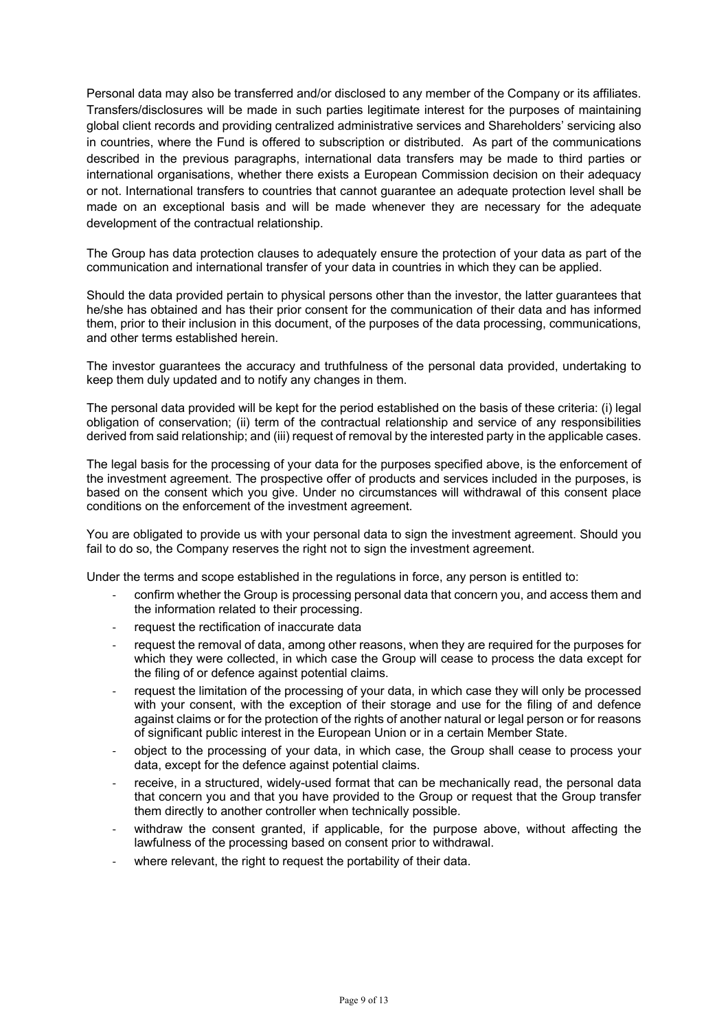Personal data may also be transferred and/or disclosed to any member of the Company or its affiliates. Transfers/disclosures will be made in such parties legitimate interest for the purposes of maintaining global client records and providing centralized administrative services and Shareholders' servicing also in countries, where the Fund is offered to subscription or distributed. As part of the communications described in the previous paragraphs, international data transfers may be made to third parties or international organisations, whether there exists a European Commission decision on their adequacy or not. International transfers to countries that cannot guarantee an adequate protection level shall be made on an exceptional basis and will be made whenever they are necessary for the adequate development of the contractual relationship.

The Group has data protection clauses to adequately ensure the protection of your data as part of the communication and international transfer of your data in countries in which they can be applied.

Should the data provided pertain to physical persons other than the investor, the latter guarantees that he/she has obtained and has their prior consent for the communication of their data and has informed them, prior to their inclusion in this document, of the purposes of the data processing, communications, and other terms established herein.

The investor guarantees the accuracy and truthfulness of the personal data provided, undertaking to keep them duly updated and to notify any changes in them.

The personal data provided will be kept for the period established on the basis of these criteria: (i) legal obligation of conservation; (ii) term of the contractual relationship and service of any responsibilities derived from said relationship; and (iii) request of removal by the interested party in the applicable cases.

The legal basis for the processing of your data for the purposes specified above, is the enforcement of the investment agreement. The prospective offer of products and services included in the purposes, is based on the consent which you give. Under no circumstances will withdrawal of this consent place conditions on the enforcement of the investment agreement.

You are obligated to provide us with your personal data to sign the investment agreement. Should you fail to do so, the Company reserves the right not to sign the investment agreement.

Under the terms and scope established in the regulations in force, any person is entitled to:

- confirm whether the Group is processing personal data that concern you, and access them and the information related to their processing.
- request the rectification of inaccurate data
- request the removal of data, among other reasons, when they are required for the purposes for which they were collected, in which case the Group will cease to process the data except for the filing of or defence against potential claims.
- request the limitation of the processing of your data, in which case they will only be processed with your consent, with the exception of their storage and use for the filing of and defence against claims or for the protection of the rights of another natural or legal person or for reasons of significant public interest in the European Union or in a certain Member State.
- object to the processing of your data, in which case, the Group shall cease to process your data, except for the defence against potential claims.
- receive, in a structured, widely-used format that can be mechanically read, the personal data that concern you and that you have provided to the Group or request that the Group transfer them directly to another controller when technically possible.
- withdraw the consent granted, if applicable, for the purpose above, without affecting the lawfulness of the processing based on consent prior to withdrawal.
- where relevant, the right to request the portability of their data.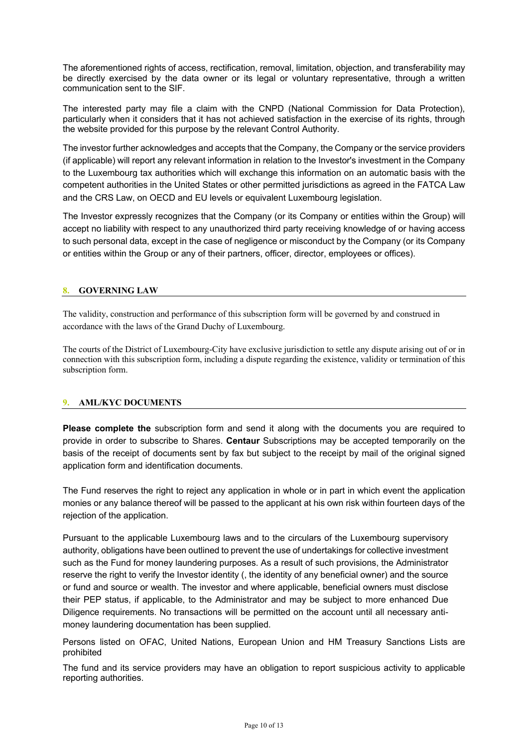The aforementioned rights of access, rectification, removal, limitation, objection, and transferability may be directly exercised by the data owner or its legal or voluntary representative, through a written communication sent to the SIF.

The interested party may file a claim with the CNPD (National Commission for Data Protection), particularly when it considers that it has not achieved satisfaction in the exercise of its rights, through the website provided for this purpose by the relevant Control Authority.

The investor further acknowledges and accepts that the Company, the Company or the service providers (if applicable) will report any relevant information in relation to the Investor's investment in the Company to the Luxembourg tax authorities which will exchange this information on an automatic basis with the competent authorities in the United States or other permitted jurisdictions as agreed in the FATCA Law and the CRS Law, on OECD and EU levels or equivalent Luxembourg legislation.

The Investor expressly recognizes that the Company (or its Company or entities within the Group) will accept no liability with respect to any unauthorized third party receiving knowledge of or having access to such personal data, except in the case of negligence or misconduct by the Company (or its Company or entities within the Group or any of their partners, officer, director, employees or offices).

## 8. GOVERNING LAW

The validity, construction and performance of this subscription form will be governed by and construed in accordance with the laws of the Grand Duchy of Luxembourg.

The courts of the District of Luxembourg-City have exclusive jurisdiction to settle any dispute arising out of or in connection with this subscription form, including a dispute regarding the existence, validity or termination of this subscription form.

## 9. AML/KYC DOCUMENTS

**Please complete the** subscription form and send it along with the documents you are required to provide in order to subscribe to Shares. **Centaur** Subscriptions may be accepted temporarily on the basis of the receipt of documents sent by fax but subject to the receipt by mail of the original signed application form and identification documents.

The Fund reserves the right to reject any application in whole or in part in which event the application monies or any balance thereof will be passed to the applicant at his own risk within fourteen days of the rejection of the application.

Pursuant to the applicable Luxembourg laws and to the circulars of the Luxembourg supervisory authority, obligations have been outlined to prevent the use of undertakings for collective investment such as the Fund for money laundering purposes. As a result of such provisions, the Administrator reserve the right to verify the Investor identity (, the identity of any beneficial owner) and the source or fund and source or wealth. The investor and where applicable, beneficial owners must disclose their PEP status, if applicable, to the Administrator and may be subject to more enhanced Due Diligence requirements. No transactions will be permitted on the account until all necessary anti-money laundering documentation has been supplied.

Persons listed on OFAC, United Nations, European Union and HM Treasury Sanctions Lists are prohibited

The fund and its service providers may have an obligation to report suspicious activity to applicable reporting authorities.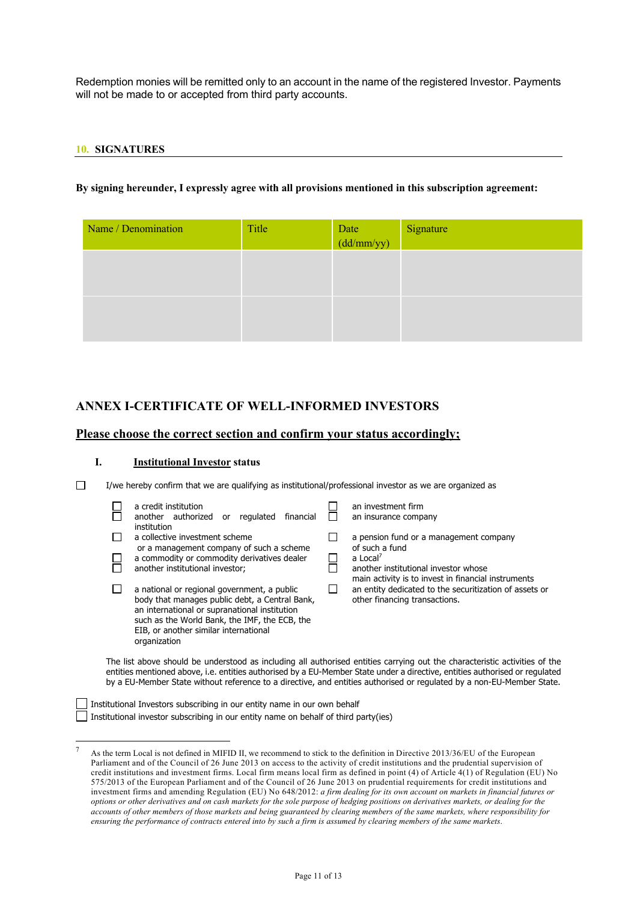Redemption monies will be remitted only to an account in the name of the registered Investor. Payments will not be made to or accepted from third party accounts.

## 10. SIGNATURES

**By signing hereunder, I expressly agree with all provisions mentioned in this subscription agreement:**

| Name / Denomination | Title | Date (dd/mm/yy) | Signature |
|---|---|---|---|
| | | | |
| | | | |

## ANNEX I-CERTIFICATE OF WELL-INFORMED INVESTORS

## <u>Please choose the correct section and confirm your status accordingly;</u>

### I. <u>Institutional Investor</u> status

☐ I/we hereby confirm that we are qualifying as institutional/professional investor as we are organized as

- ☐ a credit institution
- ☐ another authorized or regulated financial institution
- ☐ a collective investment scheme or a management company of such a scheme
- ☐ a commodity or commodity derivatives dealer
- ☐ another institutional investor;
- ☐ a national or regional government, a public body that manages public debt, a Central Bank, an international or supranational institution such as the World Bank, the IMF, the ECB, the EIB, or another similar international organization
- ☐ an investment firm
- ☐ an insurance company
- ☐ a pension fund or a management company of such a fund
- ☐ a Local[7]
- ☐ another institutional investor whose main activity is to invest in financial instruments
- ☐ an entity dedicated to the securitization of assets or other financing transactions.

The list above should be understood as including all authorised entities carrying out the characteristic activities of the entities mentioned above, i.e. entities authorised by a EU-Member State under a directive, entities authorised or regulated by a EU-Member State without reference to a directive, and entities authorised or regulated by a non-EU-Member State.

☐ Institutional Investors subscribing in our entity name in our own behalf
☐ Institutional investor subscribing in our entity name on behalf of third party(ies)

---

[7] As the term Local is not defined in MIFID II, we recommend to stick to the definition in Directive 2013/36/EU of the European Parliament and of the Council of 26 June 2013 on access to the activity of credit institutions and the prudential supervision of credit institutions and investment firms. Local firm means local firm as defined in point (4) of Article 4(1) of Regulation (EU) No 575/2013 of the European Parliament and of the Council of 26 June 2013 on prudential requirements for credit institutions and investment firms and amending Regulation (EU) No 648/2012: *a firm dealing for its own account on markets in financial futures or options or other derivatives and on cash markets for the sole purpose of hedging positions on derivatives markets, or dealing for the accounts of other members of those markets and being guaranteed by clearing members of the same markets, where responsibility for ensuring the performance of contracts entered into by such a firm is assumed by clearing members of the same markets*.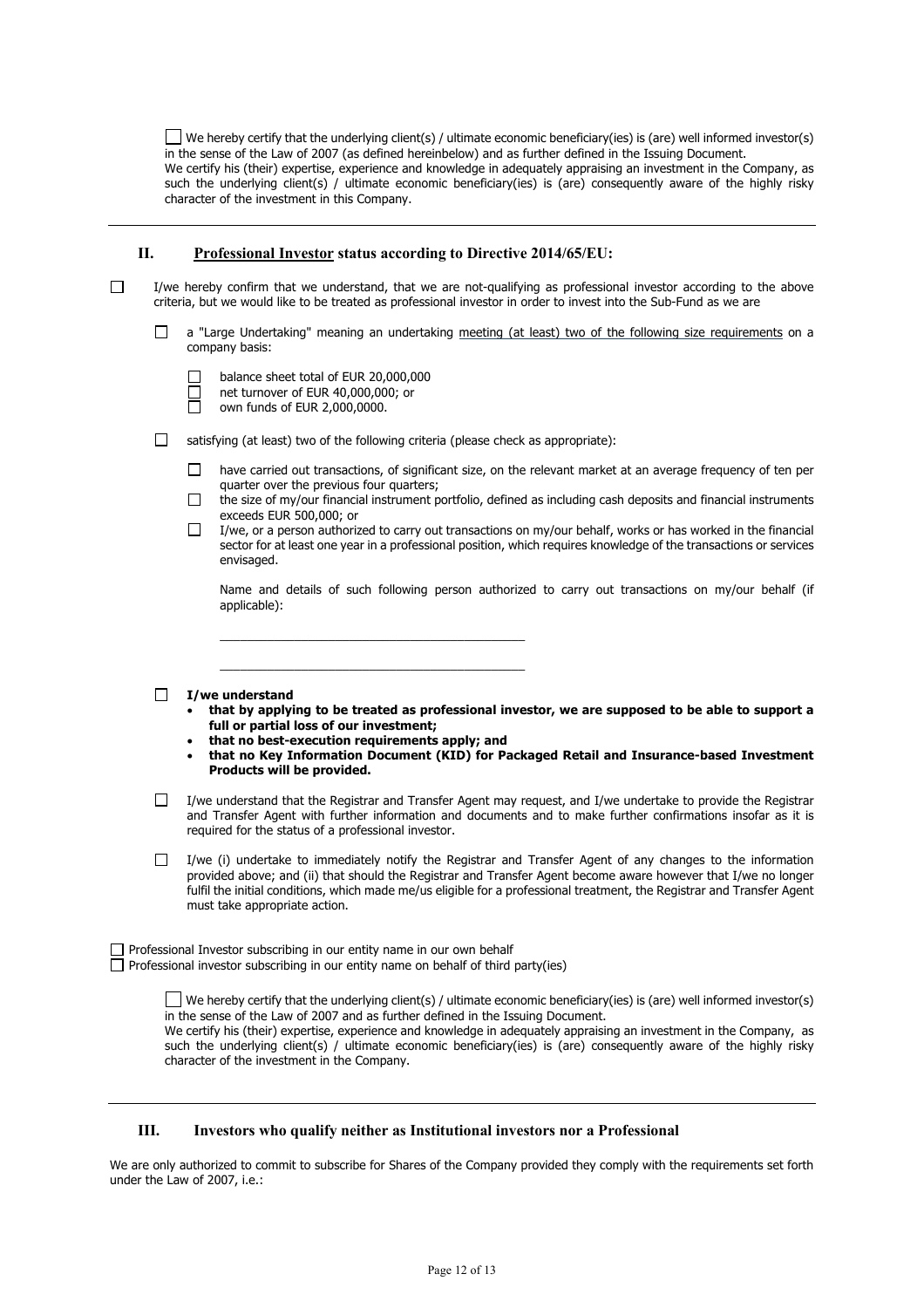☐ We hereby certify that the underlying client(s) / ultimate economic beneficiary(ies) is (are) well informed investor(s) in the sense of the Law of 2007 (as defined hereinbelow) and as further defined in the Issuing Document.
We certify his (their) expertise, experience and knowledge in adequately appraising an investment in the Company, as such the underlying client(s) / ultimate economic beneficiary(ies) is (are) consequently aware of the highly risky character of the investment in this Company.

---

## II. <u>Professional Investor</u> status according to Directive 2014/65/EU:

☐ I/we hereby confirm that we understand, that we are not-qualifying as professional investor according to the above criteria, but we would like to be treated as professional investor in order to invest into the Sub-Fund as we are

- ☐ a "Large Undertaking" meaning an undertaking <u>meeting (at least) two of the following size requirements</u> on a company basis:

  - ☐ balance sheet total of EUR 20,000,000
  - ☐ net turnover of EUR 40,000,000; or
  - ☐ own funds of EUR 2,000,0000.

- ☐ satisfying (at least) two of the following criteria (please check as appropriate):

  - ☐ have carried out transactions, of significant size, on the relevant market at an average frequency of ten per quarter over the previous four quarters;
  - ☐ the size of my/our financial instrument portfolio, defined as including cash deposits and financial instruments exceeds EUR 500,000; or
  - ☐ I/we, or a person authorized to carry out transactions on my/our behalf, works or has worked in the financial sector for at least one year in a professional position, which requires knowledge of the transactions or services envisaged.

    Name and details of such following person authorized to carry out transactions on my/our behalf (if applicable):

    \_\_\_\_\_\_\_\_\_\_\_\_\_\_\_\_\_\_\_\_\_\_\_\_\_\_\_\_\_\_\_\_\_\_\_\_\_\_\_\_\_\_\_\_

    \_\_\_\_\_\_\_\_\_\_\_\_\_\_\_\_\_\_\_\_\_\_\_\_\_\_\_\_\_\_\_\_\_\_\_\_\_\_\_\_\_\_\_\_

- ☐ **I/we understand**
  - **that by applying to be treated as professional investor, we are supposed to be able to support a full or partial loss of our investment;**
  - **that no best-execution requirements apply; and**
  - **that no Key Information Document (KID) for Packaged Retail and Insurance-based Investment Products will be provided.**

- ☐ I/we understand that the Registrar and Transfer Agent may request, and I/we undertake to provide the Registrar and Transfer Agent with further information and documents and to make further confirmations insofar as it is required for the status of a professional investor.

- ☐ I/we (i) undertake to immediately notify the Registrar and Transfer Agent of any changes to the information provided above; and (ii) that should the Registrar and Transfer Agent become aware however that I/we no longer fulfil the initial conditions, which made me/us eligible for a professional treatment, the Registrar and Transfer Agent must take appropriate action.

☐ Professional Investor subscribing in our entity name in our own behalf
☐ Professional investor subscribing in our entity name on behalf of third party(ies)

☐ We hereby certify that the underlying client(s) / ultimate economic beneficiary(ies) is (are) well informed investor(s) in the sense of the Law of 2007 and as further defined in the Issuing Document.
We certify his (their) expertise, experience and knowledge in adequately appraising an investment in the Company, as such the underlying client(s) / ultimate economic beneficiary(ies) is (are) consequently aware of the highly risky character of the investment in the Company.

---

## III. Investors who qualify neither as Institutional investors nor a Professional

We are only authorized to commit to subscribe for Shares of the Company provided they comply with the requirements set forth under the Law of 2007, i.e.: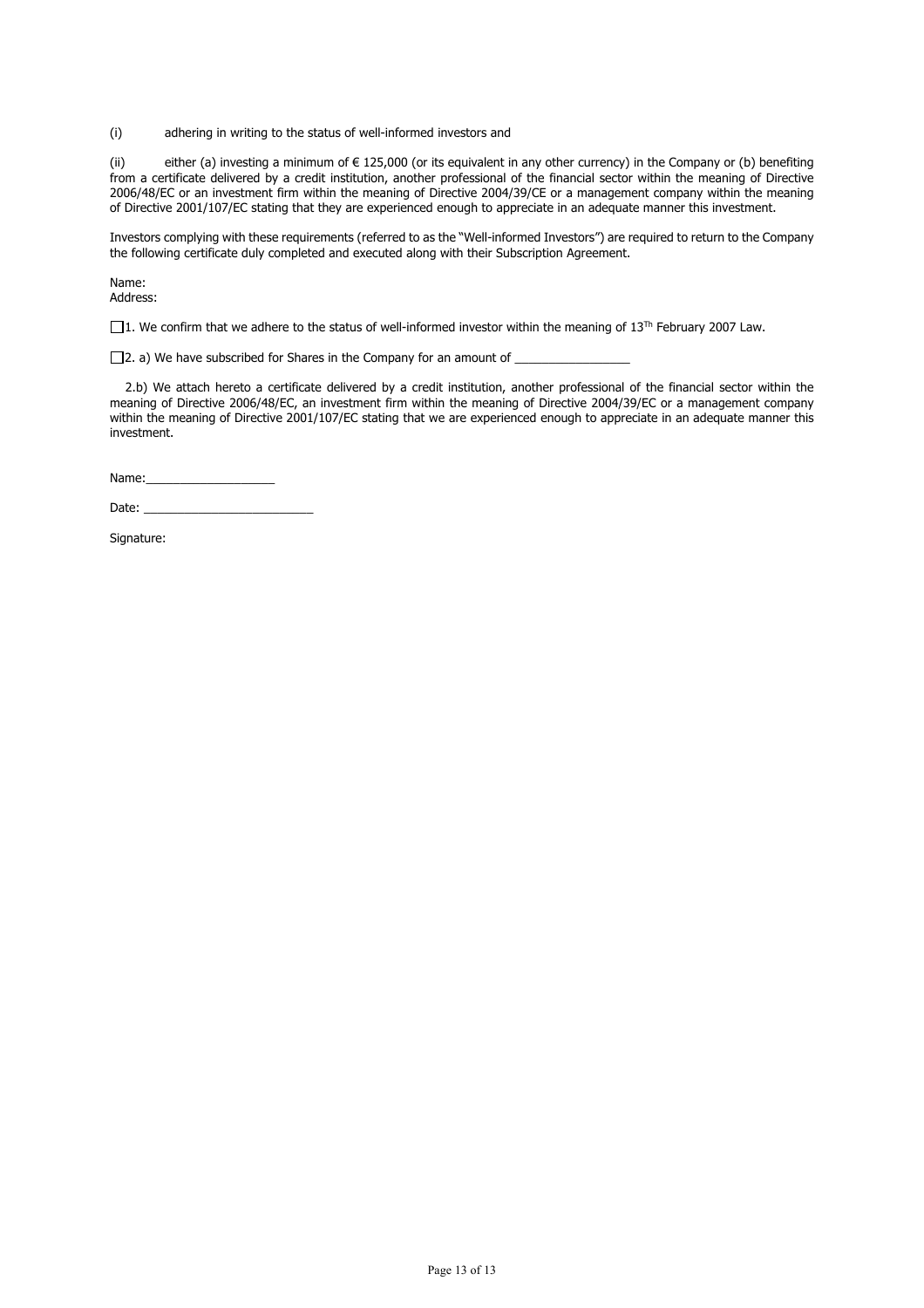(i) adhering in writing to the status of well-informed investors and

(ii) either (a) investing a minimum of € 125,000 (or its equivalent in any other currency) in the Company or (b) benefiting from a certificate delivered by a credit institution, another professional of the financial sector within the meaning of Directive 2006/48/EC or an investment firm within the meaning of Directive 2004/39/CE or a management company within the meaning of Directive 2001/107/EC stating that they are experienced enough to appreciate in an adequate manner this investment.

Investors complying with these requirements (referred to as the "Well-informed Investors") are required to return to the Company the following certificate duly completed and executed along with their Subscription Agreement.

Name:
Address:

☐ 1. We confirm that we adhere to the status of well-informed investor within the meaning of 13[Th] February 2007 Law.

☐ 2. a) We have subscribed for Shares in the Company for an amount of _________________

2.b) We attach hereto a certificate delivered by a credit institution, another professional of the financial sector within the meaning of Directive 2006/48/EC, an investment firm within the meaning of Directive 2004/39/EC or a management company within the meaning of Directive 2001/107/EC stating that we are experienced enough to appreciate in an adequate manner this investment.

Name:___________________

Date: _________________________

Signature: